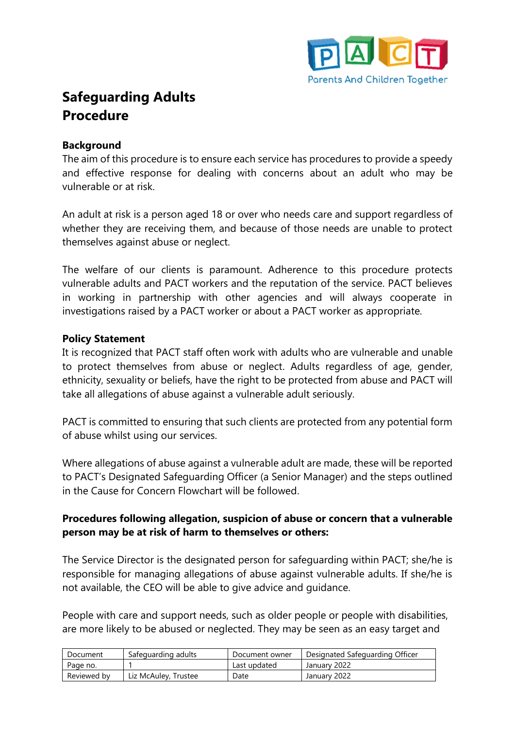# Safeguarding Adults Procedure

## Background

The aim of this procedure is to ensure each service has procedures to provide a speedy and effective response for dealing with concerns about an adult who may be vulnerable or at risk.

An adult at risk is a person aged 18 or over who needs care and support regardless of whether they are receiving them, and because of those needs are unable to protect themselves against abuse or neglect.

The welfare of our clients is paramount. Adherence to this procedure protects vulnerable adults and PACT workers and the reputation of the service. PACT believes in working in partnership with other agencies and will always cooperate in investigations raised by a PACT worker or about a PACT worker as appropriate.

## Policy Statement

It is recognized that PACT staff often work with adults who are vulnerable and unable to protect themselves from abuse or neglect. Adults regardless of age, gender, ethnicity, sexuality or beliefs, have the right to be protected from abuse and PACT will take all allegations of abuse against a vulnerable adult seriously.

PACT is committed to ensuring that such clients are protected from any potential form of abuse whilst using our services.

Where allegations of abuse against a vulnerable adult are made, these will be reported to PACT's Designated Safeguarding Officer (a Senior Manager) and the steps outlined in the Cause for Concern Flowchart will be followed.

## Procedures following allegation, suspicion of abuse or concern that a vulnerable person may be at risk of harm to themselves or others:

The Service Director is the designated person for safeguarding within PACT; she/he is responsible for managing allegations of abuse against vulnerable adults. If she/he is not available, the CEO will be able to give advice and guidance.

People with care and support needs, such as older people or people with disabilities, are more likely to be abused or neglected. They may be seen as an easy target and

| Document | Safeguarding adults | Document owner | Designated Safeguarding Officer |
|---|---|---|---|
| Page no. | 1 | Last updated | January 2022 |
| Reviewed by | Liz McAuley, Trustee | Date | January 2022 |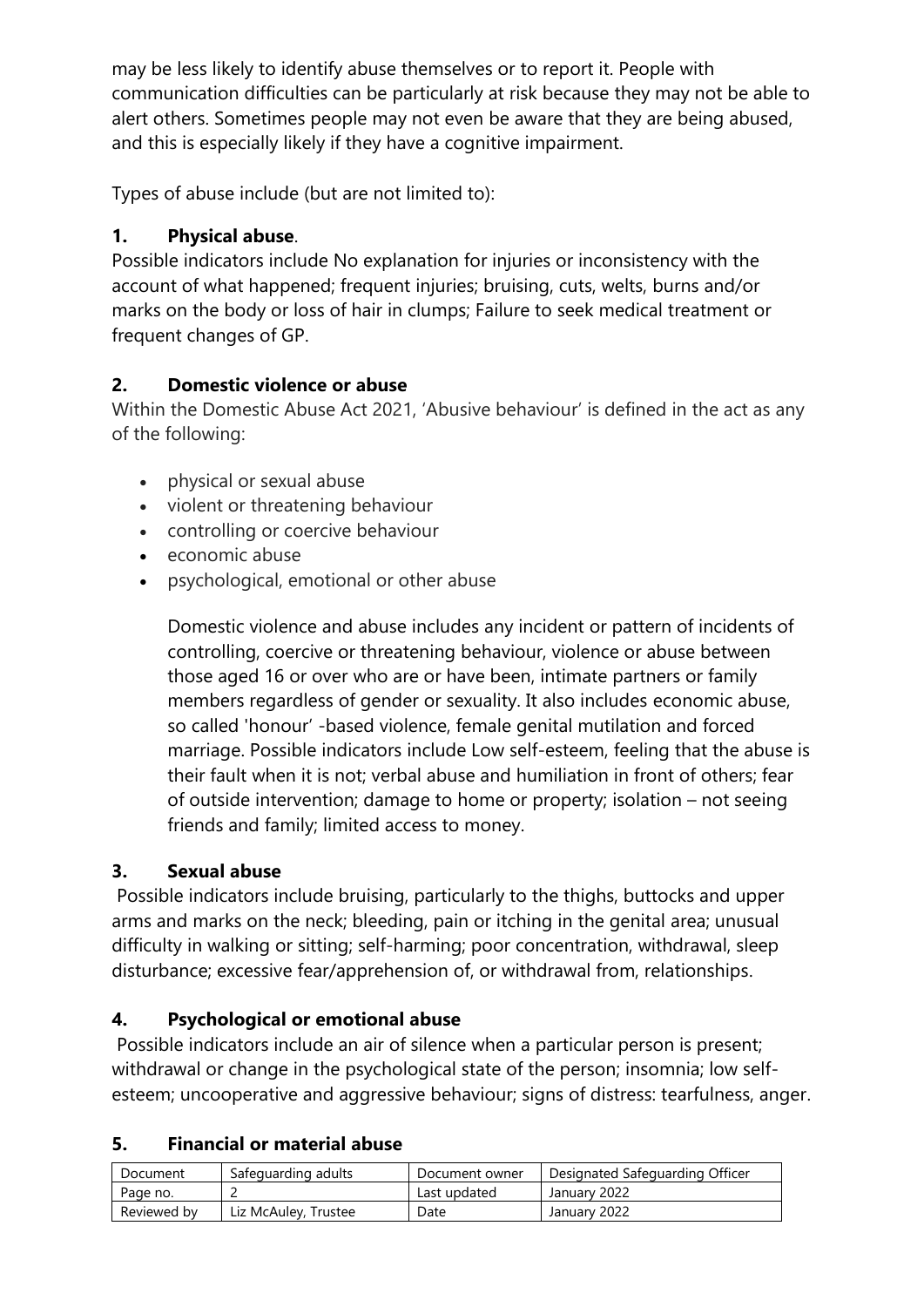may be less likely to identify abuse themselves or to report it. People with communication difficulties can be particularly at risk because they may not be able to alert others. Sometimes people may not even be aware that they are being abused, and this is especially likely if they have a cognitive impairment.

Types of abuse include (but are not limited to):

**1. Physical abuse**.

Possible indicators include No explanation for injuries or inconsistency with the account of what happened; frequent injuries; bruising, cuts, welts, burns and/or marks on the body or loss of hair in clumps; Failure to seek medical treatment or frequent changes of GP.

**2. Domestic violence or abuse**

Within the Domestic Abuse Act 2021, 'Abusive behaviour' is defined in the act as any of the following:

- physical or sexual abuse
- violent or threatening behaviour
- controlling or coercive behaviour
- economic abuse
- psychological, emotional or other abuse

Domestic violence and abuse includes any incident or pattern of incidents of controlling, coercive or threatening behaviour, violence or abuse between those aged 16 or over who are or have been, intimate partners or family members regardless of gender or sexuality. It also includes economic abuse, so called 'honour' -based violence, female genital mutilation and forced marriage. Possible indicators include Low self-esteem, feeling that the abuse is their fault when it is not; verbal abuse and humiliation in front of others; fear of outside intervention; damage to home or property; isolation – not seeing friends and family; limited access to money.

**3. Sexual abuse**

Possible indicators include bruising, particularly to the thighs, buttocks and upper arms and marks on the neck; bleeding, pain or itching in the genital area; unusual difficulty in walking or sitting; self-harming; poor concentration, withdrawal, sleep disturbance; excessive fear/apprehension of, or withdrawal from, relationships.

**4. Psychological or emotional abuse**

Possible indicators include an air of silence when a particular person is present; withdrawal or change in the psychological state of the person; insomnia; low self-esteem; uncooperative and aggressive behaviour; signs of distress: tearfulness, anger.

**5. Financial or material abuse**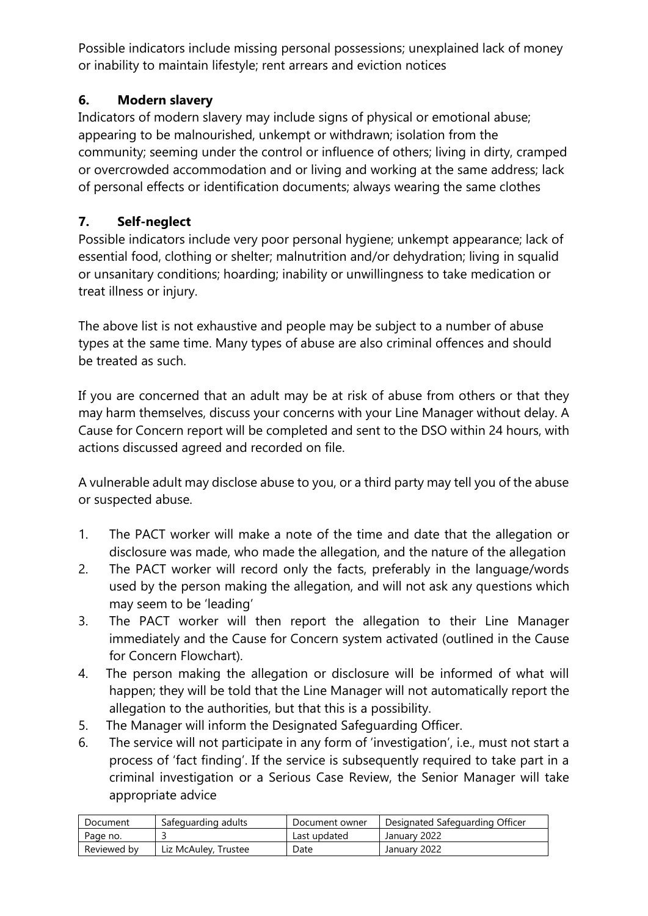Possible indicators include missing personal possessions; unexplained lack of money or inability to maintain lifestyle; rent arrears and eviction notices

### 6. Modern slavery

Indicators of modern slavery may include signs of physical or emotional abuse; appearing to be malnourished, unkempt or withdrawn; isolation from the community; seeming under the control or influence of others; living in dirty, cramped or overcrowded accommodation and or living and working at the same address; lack of personal effects or identification documents; always wearing the same clothes

### 7. Self-neglect

Possible indicators include very poor personal hygiene; unkempt appearance; lack of essential food, clothing or shelter; malnutrition and/or dehydration; living in squalid or unsanitary conditions; hoarding; inability or unwillingness to take medication or treat illness or injury.

The above list is not exhaustive and people may be subject to a number of abuse types at the same time. Many types of abuse are also criminal offences and should be treated as such.

If you are concerned that an adult may be at risk of abuse from others or that they may harm themselves, discuss your concerns with your Line Manager without delay. A Cause for Concern report will be completed and sent to the DSO within 24 hours, with actions discussed agreed and recorded on file.

A vulnerable adult may disclose abuse to you, or a third party may tell you of the abuse or suspected abuse.

1. The PACT worker will make a note of the time and date that the allegation or disclosure was made, who made the allegation, and the nature of the allegation
2. The PACT worker will record only the facts, preferably in the language/words used by the person making the allegation, and will not ask any questions which may seem to be 'leading'
3. The PACT worker will then report the allegation to their Line Manager immediately and the Cause for Concern system activated (outlined in the Cause for Concern Flowchart).
4. The person making the allegation or disclosure will be informed of what will happen; they will be told that the Line Manager will not automatically report the allegation to the authorities, but that this is a possibility.
5. The Manager will inform the Designated Safeguarding Officer.
6. The service will not participate in any form of 'investigation', i.e., must not start a process of 'fact finding'. If the service is subsequently required to take part in a criminal investigation or a Serious Case Review, the Senior Manager will take appropriate advice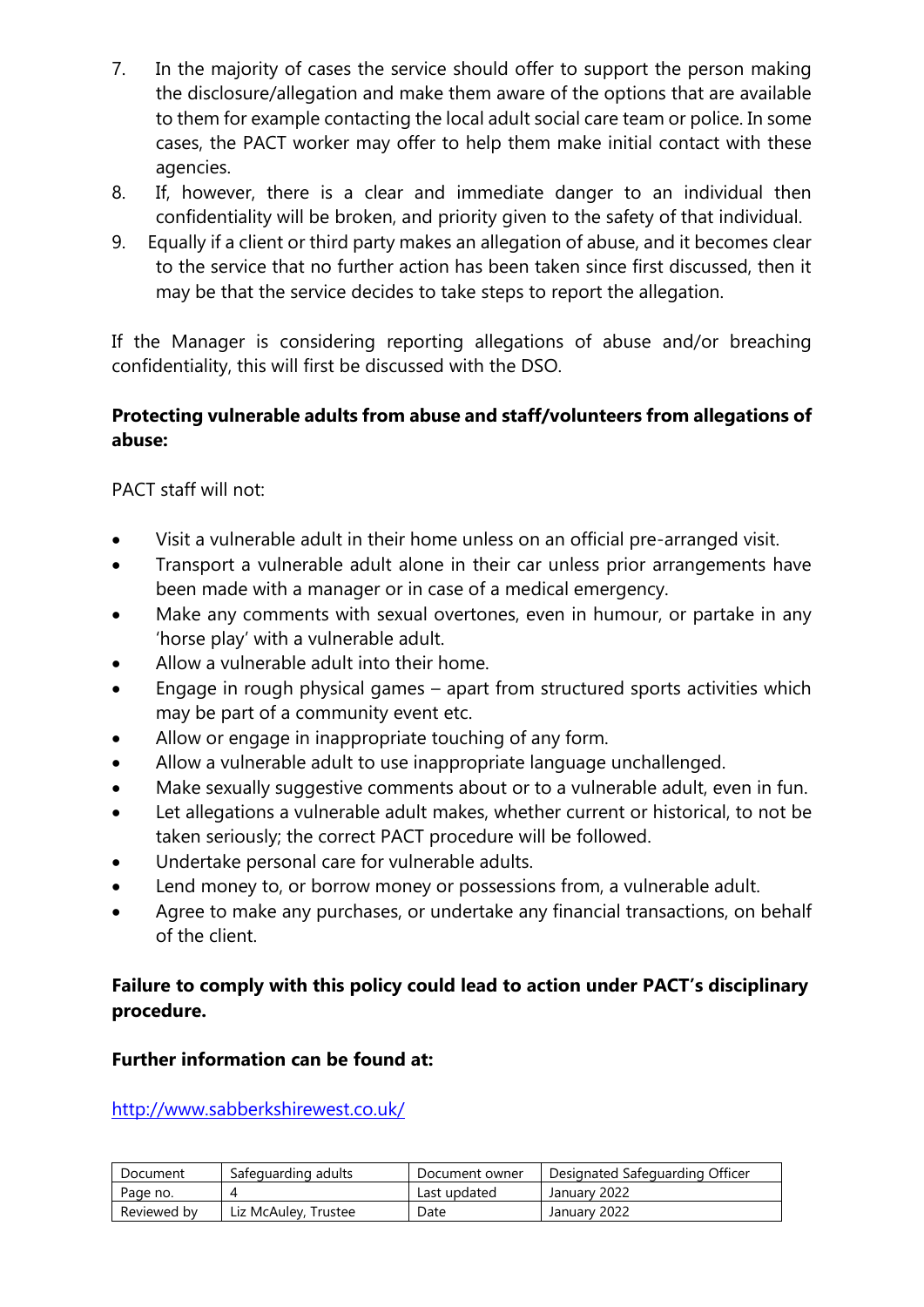7. In the majority of cases the service should offer to support the person making the disclosure/allegation and make them aware of the options that are available to them for example contacting the local adult social care team or police. In some cases, the PACT worker may offer to help them make initial contact with these agencies.
8. If, however, there is a clear and immediate danger to an individual then confidentiality will be broken, and priority given to the safety of that individual.
9. Equally if a client or third party makes an allegation of abuse, and it becomes clear to the service that no further action has been taken since first discussed, then it may be that the service decides to take steps to report the allegation.

If the Manager is considering reporting allegations of abuse and/or breaching confidentiality, this will first be discussed with the DSO.

**Protecting vulnerable adults from abuse and staff/volunteers from allegations of abuse:**

PACT staff will not:

- Visit a vulnerable adult in their home unless on an official pre-arranged visit.
- Transport a vulnerable adult alone in their car unless prior arrangements have been made with a manager or in case of a medical emergency.
- Make any comments with sexual overtones, even in humour, or partake in any 'horse play' with a vulnerable adult.
- Allow a vulnerable adult into their home.
- Engage in rough physical games – apart from structured sports activities which may be part of a community event etc.
- Allow or engage in inappropriate touching of any form.
- Allow a vulnerable adult to use inappropriate language unchallenged.
- Make sexually suggestive comments about or to a vulnerable adult, even in fun.
- Let allegations a vulnerable adult makes, whether current or historical, to not be taken seriously; the correct PACT procedure will be followed.
- Undertake personal care for vulnerable adults.
- Lend money to, or borrow money or possessions from, a vulnerable adult.
- Agree to make any purchases, or undertake any financial transactions, on behalf of the client.

**Failure to comply with this policy could lead to action under PACT's disciplinary procedure.**

**Further information can be found at:**

http://www.sabberkshirewest.co.uk/

| Document | Safeguarding adults | Document owner | Designated Safeguarding Officer |
|---|---|---|---|
| Page no. | 4 | Last updated | January 2022 |
| Reviewed by | Liz McAuley, Trustee | Date | January 2022 |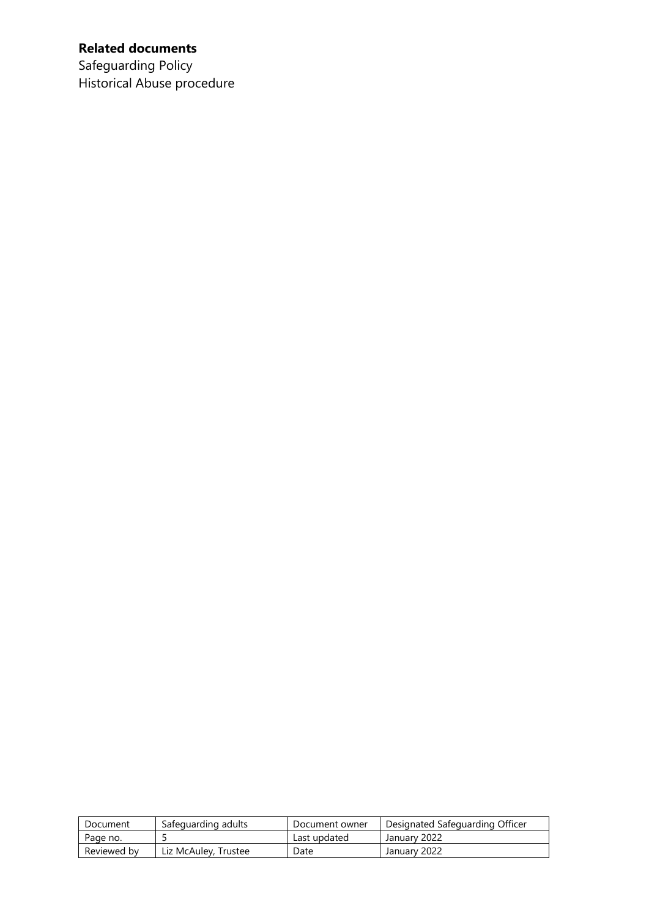**Related documents**

Safeguarding Policy

Historical Abuse procedure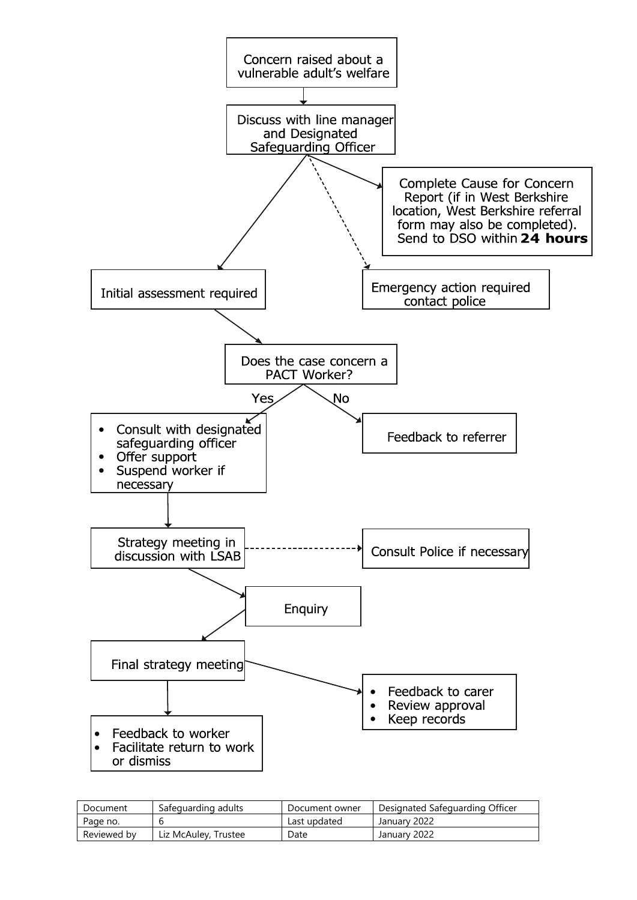Concern raised about a vulnerable adult's welfare

Discuss with line manager and Designated Safeguarding Officer

Complete Cause for Concern Report (if in West Berkshire location, West Berkshire referral form may also be completed). Send to DSO within **24 hours**

Initial assessment required

Emergency action required contact police

Does the case concern a PACT Worker?

Yes

No

- Consult with designated safeguarding officer
- Offer support
- Suspend worker if necessary

Feedback to referrer

Strategy meeting in discussion with LSAB

Consult Police if necessary

Enquiry

Final strategy meeting

- Feedback to carer
- Review approval
- Keep records

- Feedback to worker
- Facilitate return to work or dismiss